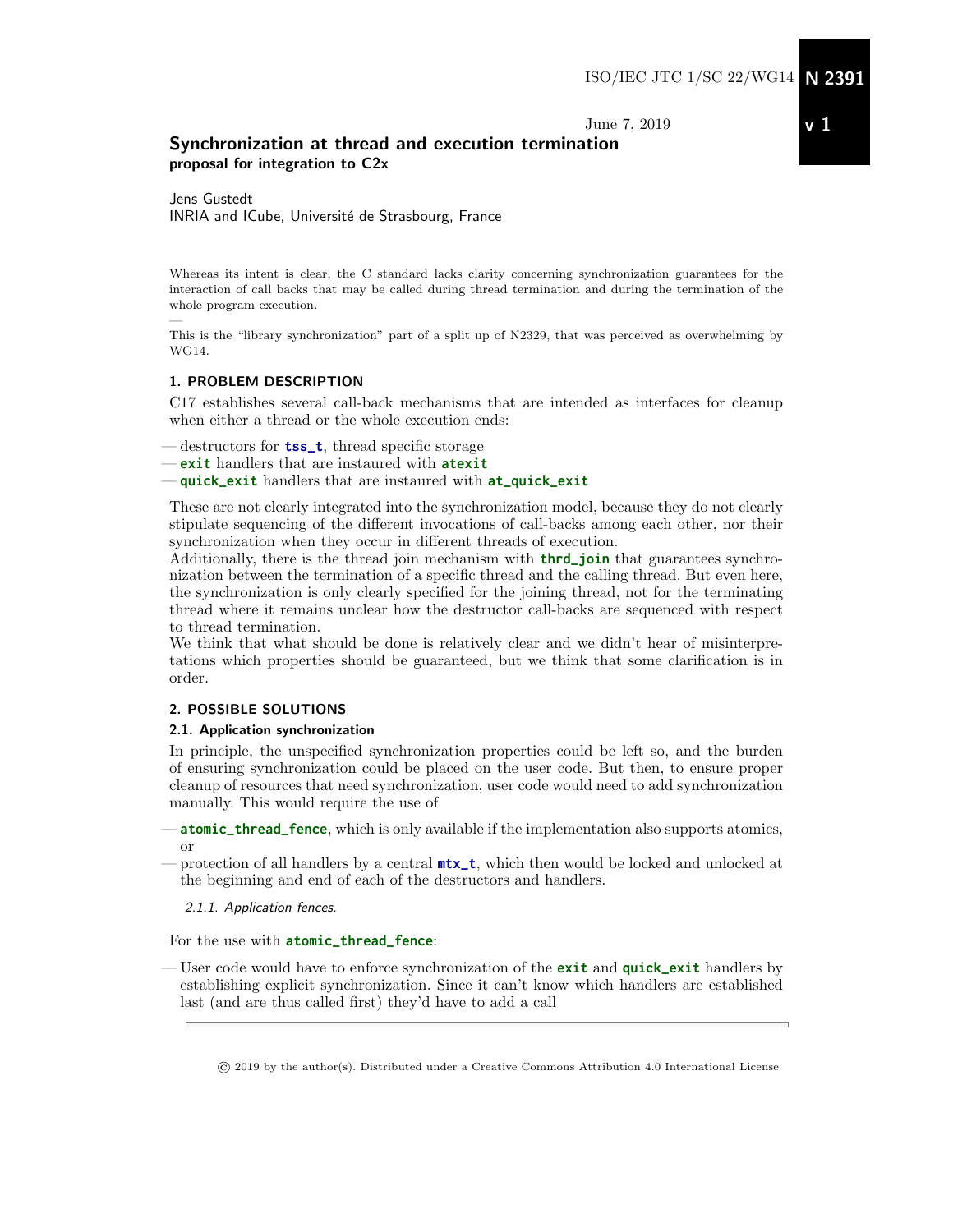ISO/IEC JTC 1/SC 22/WG14 **N 2391**

June 7, 2019 **v 1**

# Synchronization at thread and execution termination

**proposal for integration to C2x**

Jens Gustedt
INRIA and ICube, Université de Strasbourg, France

Whereas its intent is clear, the C standard lacks clarity concerning synchronization guarantees for the interaction of call backs that may be called during thread termination and during the termination of the whole program execution.

—

This is the "library synchronization" part of a split up of N2329, that was perceived as overwhelming by WG14.

## 1. PROBLEM DESCRIPTION

C17 establishes several call-back mechanisms that are intended as interfaces for cleanup when either a thread or the whole execution ends:

— destructors for **`tss_t`**, thread specific storage
— **`exit`** handlers that are instaured with **`atexit`**
— **`quick_exit`** handlers that are instaured with **`at_quick_exit`**

These are not clearly integrated into the synchronization model, because they do not clearly stipulate sequencing of the different invocations of call-backs among each other, nor their synchronization when they occur in different threads of execution.

Additionally, there is the thread join mechanism with **`thrd_join`** that guarantees synchronization between the termination of a specific thread and the calling thread. But even here, the synchronization is only clearly specified for the joining thread, not for the terminating thread where it remains unclear how the destructor call-backs are sequenced with respect to thread termination.

We think that what should be done is relatively clear and we didn't hear of misinterpretations which properties should be guaranteed, but we think that some clarification is in order.

## 2. POSSIBLE SOLUTIONS

### 2.1. Application synchronization

In principle, the unspecified synchronization properties could be left so, and the burden of ensuring synchronization could be placed on the user code. But then, to ensure proper cleanup of resources that need synchronization, user code would need to add synchronization manually. This would require the use of

— **`atomic_thread_fence`**, which is only available if the implementation also supports atomics, or
— protection of all handlers by a central **`mtx_t`**, which then would be locked and unlocked at the beginning and end of each of the destructors and handlers.

*2.1.1. Application fences.*

For the use with **`atomic_thread_fence`**:

— User code would have to enforce synchronization of the **`exit`** and **`quick_exit`** handlers by establishing explicit synchronization. Since it can't know which handlers are established last (and are thus called first) they'd have to add a call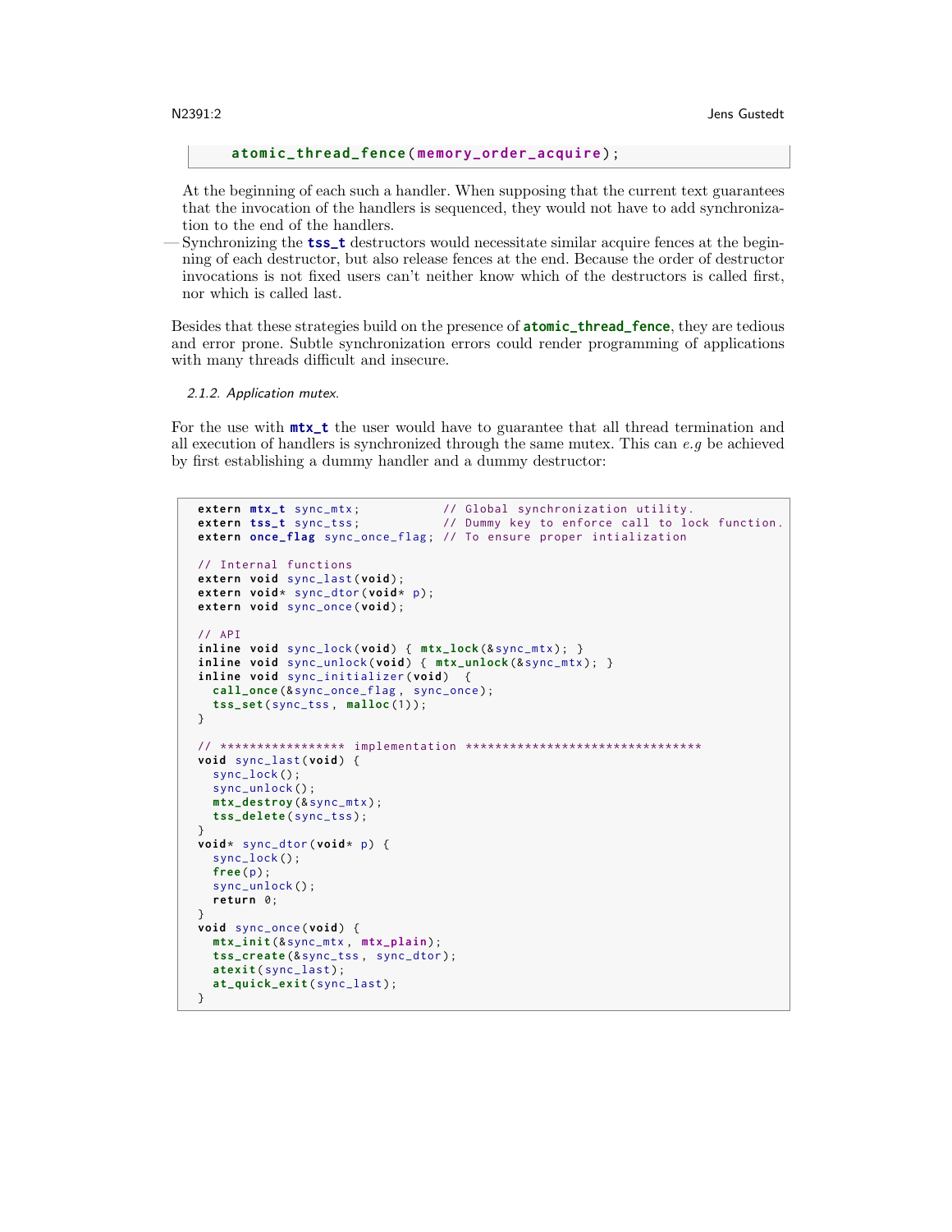```
    atomic_thread_fence(memory_order_acquire);
```

At the beginning of each such a handler. When supposing that the current text guarantees that the invocation of the handlers is sequenced, they would not have to add synchronization to the end of the handlers.

— Synchronizing the **tss_t** destructors would necessitate similar acquire fences at the beginning of each destructor, but also release fences at the end. Because the order of destructor invocations is not fixed users can't neither know which of the destructors is called first, nor which is called last.

Besides that these strategies build on the presence of **atomic_thread_fence**, they are tedious and error prone. Subtle synchronization errors could render programming of applications with many threads difficult and insecure.

#### 2.1.2. Application mutex.

For the use with **mtx_t** the user would have to guarantee that all thread termination and all execution of handlers is synchronized through the same mutex. This can *e.g* be achieved by first establishing a dummy handler and a dummy destructor:

```
extern mtx_t sync_mtx;           // Global synchronization utility.
extern tss_t sync_tss;           // Dummy key to enforce call to lock function.
extern once_flag sync_once_flag; // To ensure proper intialization

// Internal functions
extern void sync_last(void);
extern void* sync_dtor(void* p);
extern void sync_once(void);

// API
inline void sync_lock(void) { mtx_lock(&sync_mtx); }
inline void sync_unlock(void) { mtx_unlock(&sync_mtx); }
inline void sync_initializer(void)  {
  call_once(&sync_once_flag, sync_once);
  tss_set(sync_tss, malloc(1));
}

// ***************** implementation ********************************
void sync_last(void) {
  sync_lock();
  sync_unlock();
  mtx_destroy(&sync_mtx);
  tss_delete(sync_tss);
}
void* sync_dtor(void* p) {
  sync_lock();
  free(p);
  sync_unlock();
  return 0;
}
void sync_once(void) {
  mtx_init(&sync_mtx, mtx_plain);
  tss_create(&sync_tss, sync_dtor);
  atexit(sync_last);
  at_quick_exit(sync_last);
}
```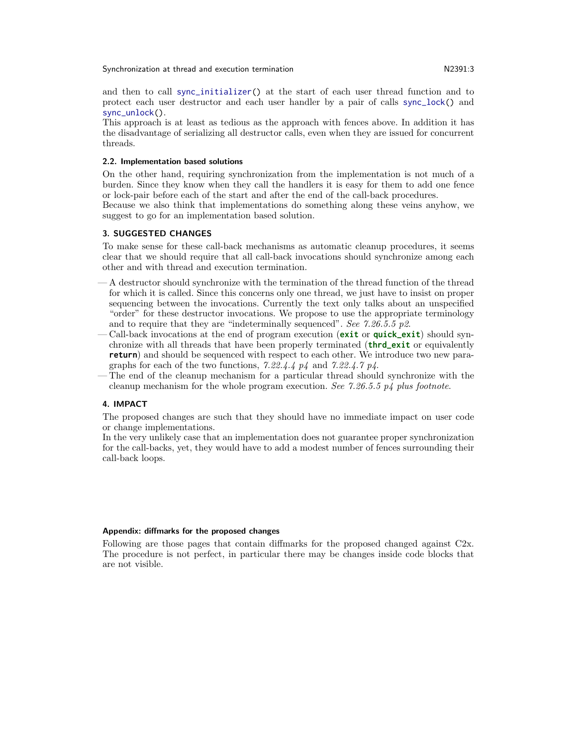and then to call `sync_initializer()` at the start of each user thread function and to protect each user destructor and each user handler by a pair of calls `sync_lock()` and `sync_unlock()`.
This approach is at least as tedious as the approach with fences above. In addition it has the disadvantage of serializing all destructor calls, even when they are issued for concurrent threads.

### 2.2. Implementation based solutions

On the other hand, requiring synchronization from the implementation is not much of a burden. Since they know when they call the handlers it is easy for them to add one fence or lock-pair before each of the start and after the end of the call-back procedures.
Because we also think that implementations do something along these veins anyhow, we suggest to go for an implementation based solution.

## 3. SUGGESTED CHANGES

To make sense for these call-back mechanisms as automatic cleanup procedures, it seems clear that we should require that all call-back invocations should synchronize among each other and with thread and execution termination.

- A destructor should synchronize with the termination of the thread function of the thread for which it is called. Since this concerns only one thread, we just have to insist on proper sequencing between the invocations. Currently the text only talks about an unspecified "order" for these destructor invocations. We propose to use the appropriate terminology and to require that they are "indeterminally sequenced". *See 7.26.5.5 p2.*
- Call-back invocations at the end of program execution (**`exit`** or **`quick_exit`**) should synchronize with all threads that have been properly terminated (**`thrd_exit`** or equivalently **`return`**) and should be sequenced with respect to each other. We introduce two new paragraphs for each of the two functions, *7.22.4.4 p4* and *7.22.4.7 p4*.
- The end of the cleanup mechanism for a particular thread should synchronize with the cleanup mechanism for the whole program execution. *See 7.26.5.5 p4 plus footnote.*

## 4. IMPACT

The proposed changes are such that they should have no immediate impact on user code or change implementations.
In the very unlikely case that an implementation does not guarantee proper synchronization for the call-backs, yet, they would have to add a modest number of fences surrounding their call-back loops.

#### Appendix: diffmarks for the proposed changes

Following are those pages that contain diffmarks for the proposed changed against C2x. The procedure is not perfect, in particular there may be changes inside code blocks that are not visible.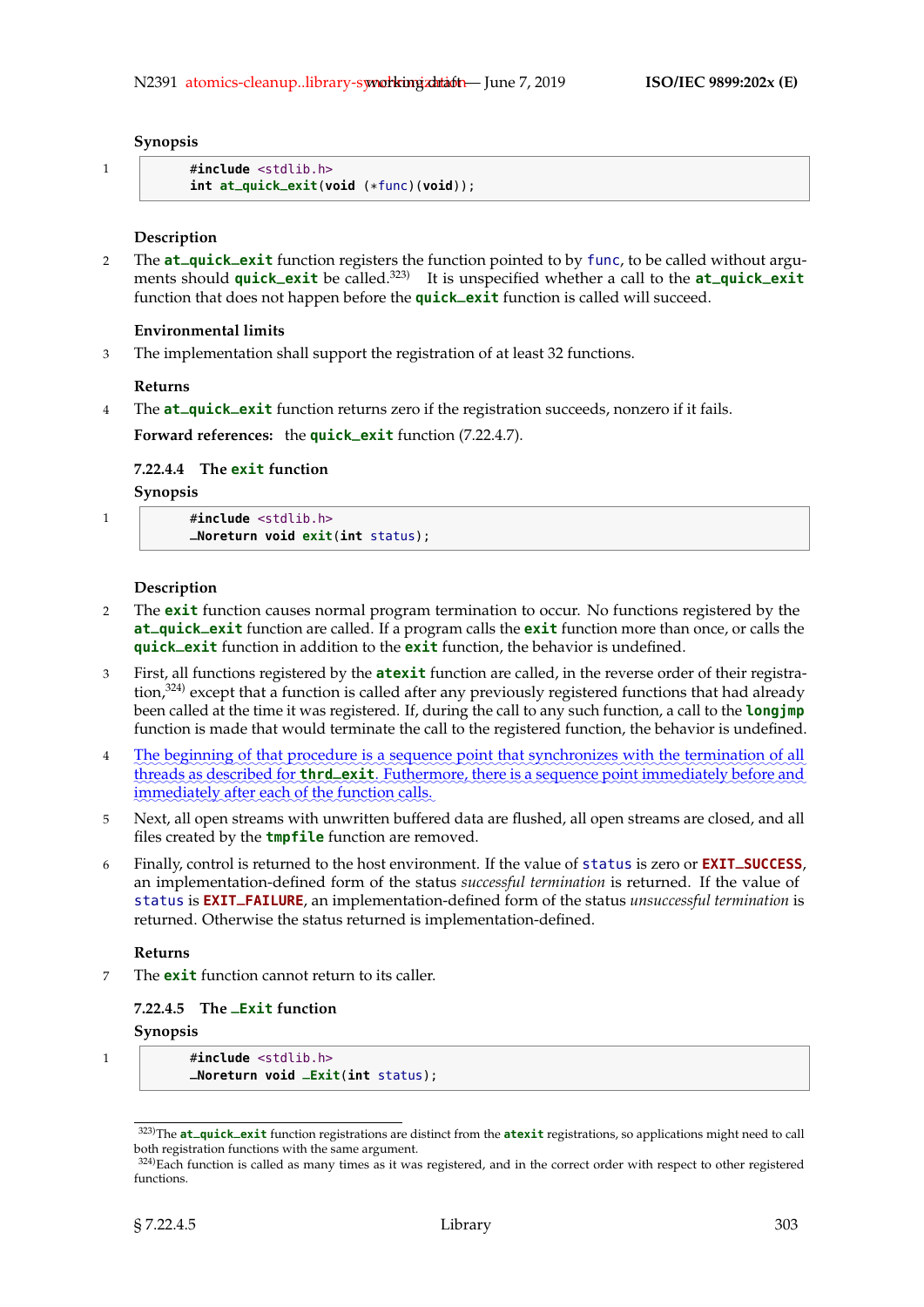**Synopsis**

1
```
#include <stdlib.h>
int at_quick_exit(void (*func)(void));
```

**Description**

2 The **at_quick_exit** function registers the function pointed to by func, to be called without arguments should **quick_exit** be called.[323] It is unspecified whether a call to the **at_quick_exit** function that does not happen before the **quick_exit** function is called will succeed.

**Environmental limits**

3 The implementation shall support the registration of at least 32 functions.

**Returns**

4 The **at_quick_exit** function returns zero if the registration succeeds, nonzero if it fails.

**Forward references:** the **quick_exit** function (7.22.4.7).

### 7.22.4.4 The exit function

**Synopsis**

1
```
#include <stdlib.h>
_Noreturn void exit(int status);
```

**Description**

2 The **exit** function causes normal program termination to occur. No functions registered by the **at_quick_exit** function are called. If a program calls the **exit** function more than once, or calls the **quick_exit** function in addition to the **exit** function, the behavior is undefined.

3 First, all functions registered by the **atexit** function are called, in the reverse order of their registration,[324] except that a function is called after any previously registered functions that had already been called at the time it was registered. If, during the call to any such function, a call to the **longjmp** function is made that would terminate the call to the registered function, the behavior is undefined.

4 The beginning of that procedure is a sequence point that synchronizes with the termination of all threads as described for **thrd_exit**. Futhermore, there is a sequence point immediately before and immediately after each of the function calls.

5 Next, all open streams with unwritten buffered data are flushed, all open streams are closed, and all files created by the **tmpfile** function are removed.

6 Finally, control is returned to the host environment. If the value of status is zero or **EXIT_SUCCESS**, an implementation-defined form of the status *successful termination* is returned. If the value of status is **EXIT_FAILURE**, an implementation-defined form of the status *unsuccessful termination* is returned. Otherwise the status returned is implementation-defined.

**Returns**

7 The **exit** function cannot return to its caller.

### 7.22.4.5 The _Exit function

**Synopsis**

1
```
#include <stdlib.h>
_Noreturn void _Exit(int status);
```

---

[323] The **at_quick_exit** function registrations are distinct from the **atexit** registrations, so applications might need to call both registration functions with the same argument.

[324] Each function is called as many times as it was registered, and in the correct order with respect to other registered functions.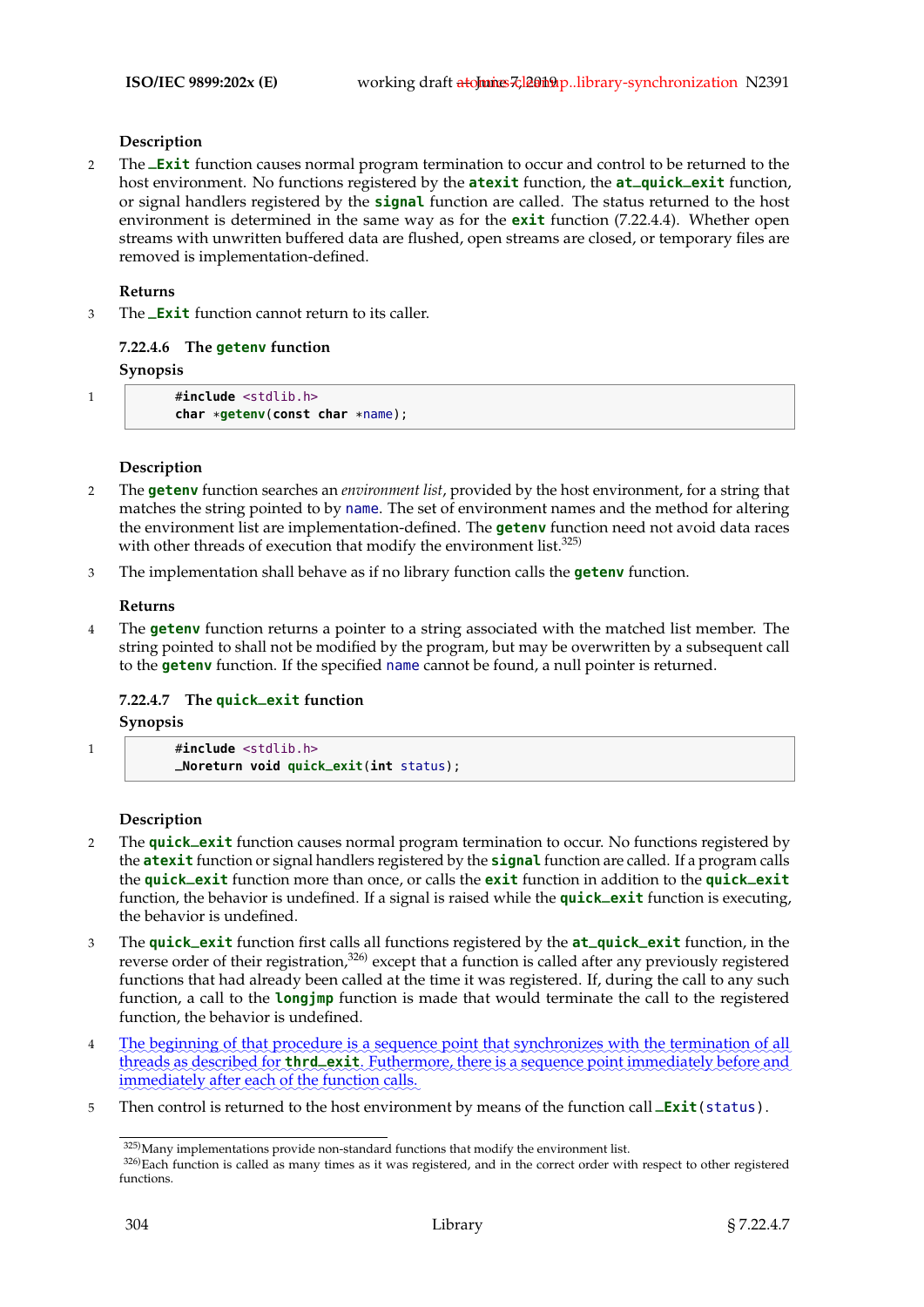**Description**

2 The `_Exit` function causes normal program termination to occur and control to be returned to the host environment. No functions registered by the `atexit` function, the `at_quick_exit` function, or signal handlers registered by the `signal` function are called. The status returned to the host environment is determined in the same way as for the `exit` function (7.22.4.4). Whether open streams with unwritten buffered data are flushed, open streams are closed, or temporary files are removed is implementation-defined.

**Returns**

3 The `_Exit` function cannot return to its caller.

### 7.22.4.6 The `getenv` function

**Synopsis**

1
```
#include <stdlib.h>
char *getenv(const char *name);
```

**Description**

2 The `getenv` function searches an *environment list*, provided by the host environment, for a string that matches the string pointed to by `name`. The set of environment names and the method for altering the environment list are implementation-defined. The `getenv` function need not avoid data races with other threads of execution that modify the environment list.[325)]

3 The implementation shall behave as if no library function calls the `getenv` function.

**Returns**

4 The `getenv` function returns a pointer to a string associated with the matched list member. The string pointed to shall not be modified by the program, but may be overwritten by a subsequent call to the `getenv` function. If the specified `name` cannot be found, a null pointer is returned.

### 7.22.4.7 The `quick_exit` function

**Synopsis**

1
```
#include <stdlib.h>
_Noreturn void quick_exit(int status);
```

**Description**

2 The `quick_exit` function causes normal program termination to occur. No functions registered by the `atexit` function or signal handlers registered by the `signal` function are called. If a program calls the `quick_exit` function more than once, or calls the `exit` function in addition to the `quick_exit` function, the behavior is undefined. If a signal is raised while the `quick_exit` function is executing, the behavior is undefined.

3 The `quick_exit` function first calls all functions registered by the `at_quick_exit` function, in the reverse order of their registration,[326)] except that a function is called after any previously registered functions that had already been called at the time it was registered. If, during the call to any such function, a call to the `longjmp` function is made that would terminate the call to the registered function, the behavior is undefined.

4 The beginning of that procedure is a sequence point that synchronizes with the termination of all threads as described for `thrd_exit`. Futhermore, there is a sequence point immediately before and immediately after each of the function calls.

5 Then control is returned to the host environment by means of the function call `_Exit(status)`.

---

[325)] Many implementations provide non-standard functions that modify the environment list.

[326)] Each function is called as many times as it was registered, and in the correct order with respect to other registered functions.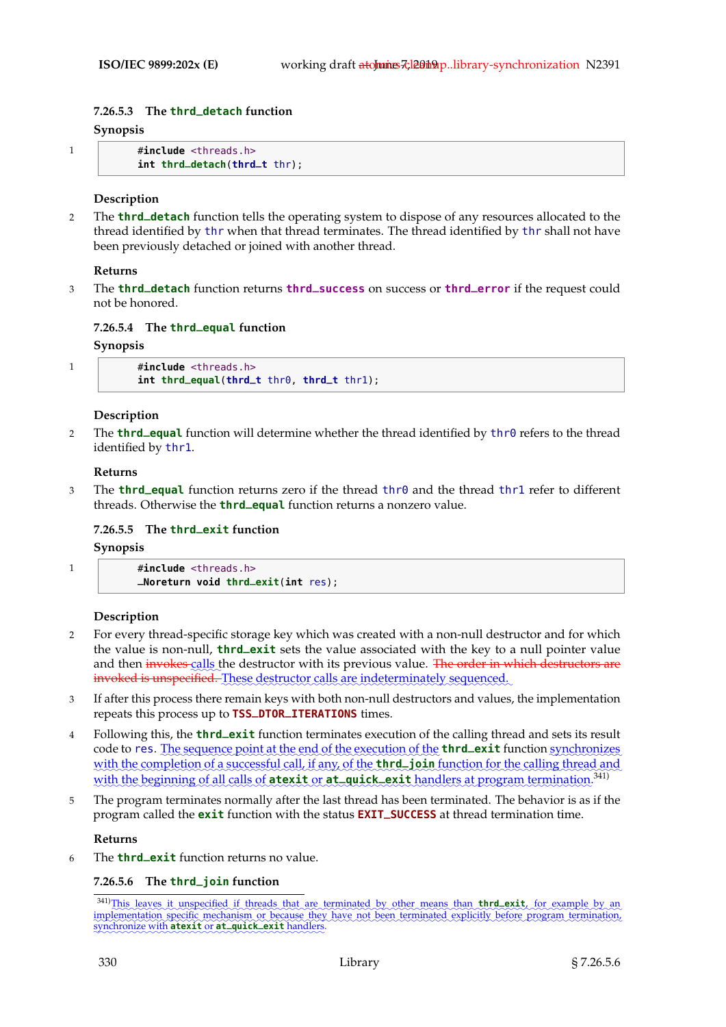#### 7.26.5.3 The thrd_detach function

**Synopsis**

1
```
#include <threads.h>
int thrd_detach(thrd_t thr);
```

**Description**

2 The **thrd_detach** function tells the operating system to dispose of any resources allocated to the thread identified by thr when that thread terminates. The thread identified by thr shall not have been previously detached or joined with another thread.

**Returns**

3 The **thrd_detach** function returns **thrd_success** on success or **thrd_error** if the request could not be honored.

#### 7.26.5.4 The thrd_equal function

**Synopsis**

1
```
#include <threads.h>
int thrd_equal(thrd_t thr0, thrd_t thr1);
```

**Description**

2 The **thrd_equal** function will determine whether the thread identified by thr0 refers to the thread identified by thr1.

**Returns**

3 The **thrd_equal** function returns zero if the thread thr0 and the thread thr1 refer to different threads. Otherwise the **thrd_equal** function returns a nonzero value.

#### 7.26.5.5 The thrd_exit function

**Synopsis**

1
```
#include <threads.h>
_Noreturn void thrd_exit(int res);
```

**Description**

2 For every thread-specific storage key which was created with a non-null destructor and for which the value is non-null, **thrd_exit** sets the value associated with the key to a null pointer value and then ~~invokes~~ calls the destructor with its previous value. ~~The order in which destructors are invoked is unspecified.~~ These destructor calls are indeterminately sequenced.

3 If after this process there remain keys with both non-null destructors and values, the implementation repeats this process up to **TSS_DTOR_ITERATIONS** times.

4 Following this, the **thrd_exit** function terminates execution of the calling thread and sets its result code to res. The sequence point at the end of the execution of the **thrd_exit** function synchronizes with the completion of a successful call, if any, of the **thrd_join** function for the calling thread and with the beginning of all calls of **atexit** or **at_quick_exit** handlers at program termination.[341)]

5 The program terminates normally after the last thread has been terminated. The behavior is as if the program called the **exit** function with the status **EXIT_SUCCESS** at thread termination time.

**Returns**

6 The **thrd_exit** function returns no value.

#### 7.26.5.6 The thrd_join function

[341)] This leaves it unspecified if threads that are terminated by other means than **thrd_exit**, for example by an implementation specific mechanism or because they have not been terminated explicitly before program termination, synchronize with **atexit** or **at_quick_exit** handlers.